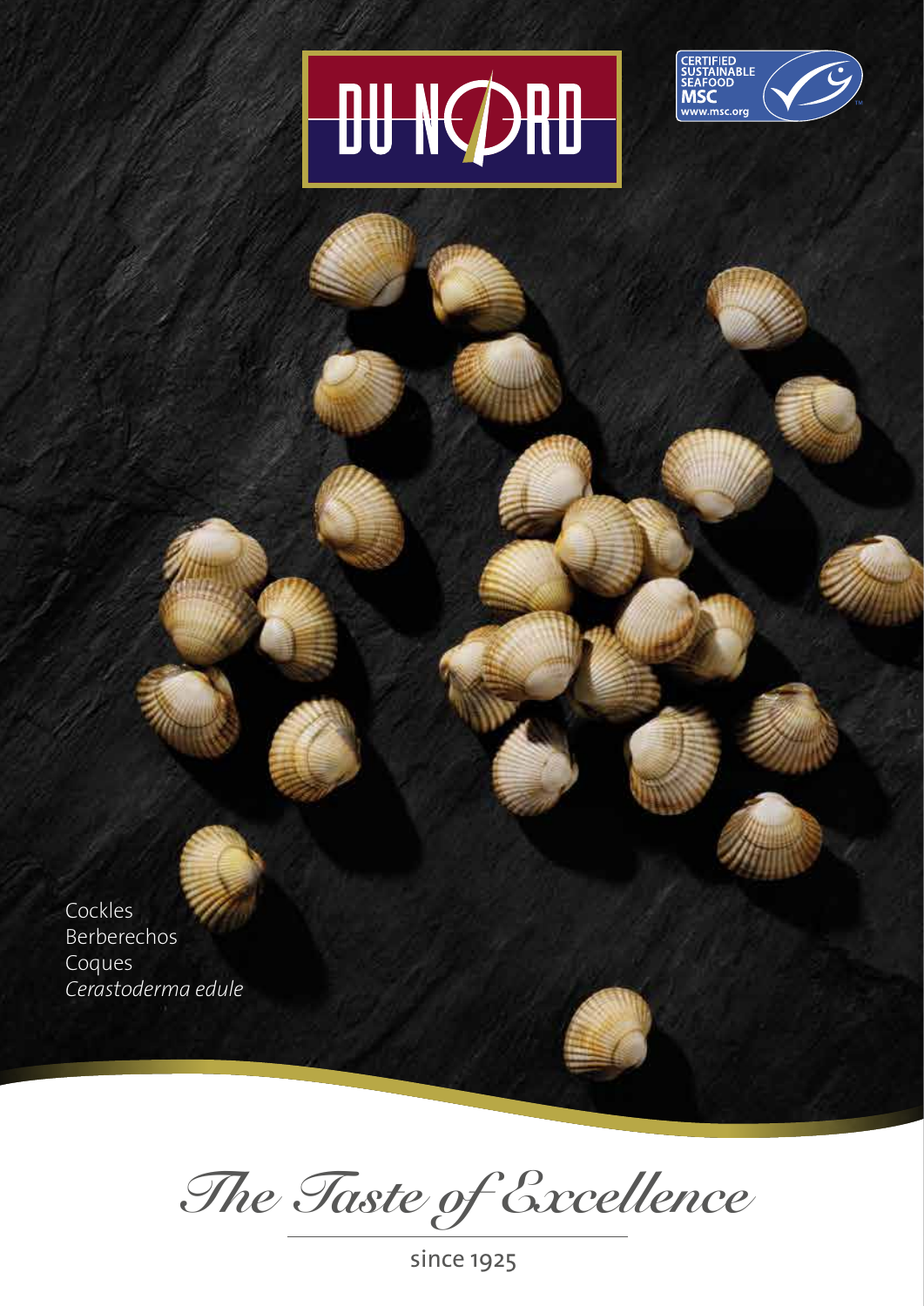DU NORD

CERTIFIED SUSTAINABLE SEAFOOD MSC www.msc.org

Cockles
Berberechos
Coques
*Cerastoderma edule*

*The Taste of Excellence*

since 1925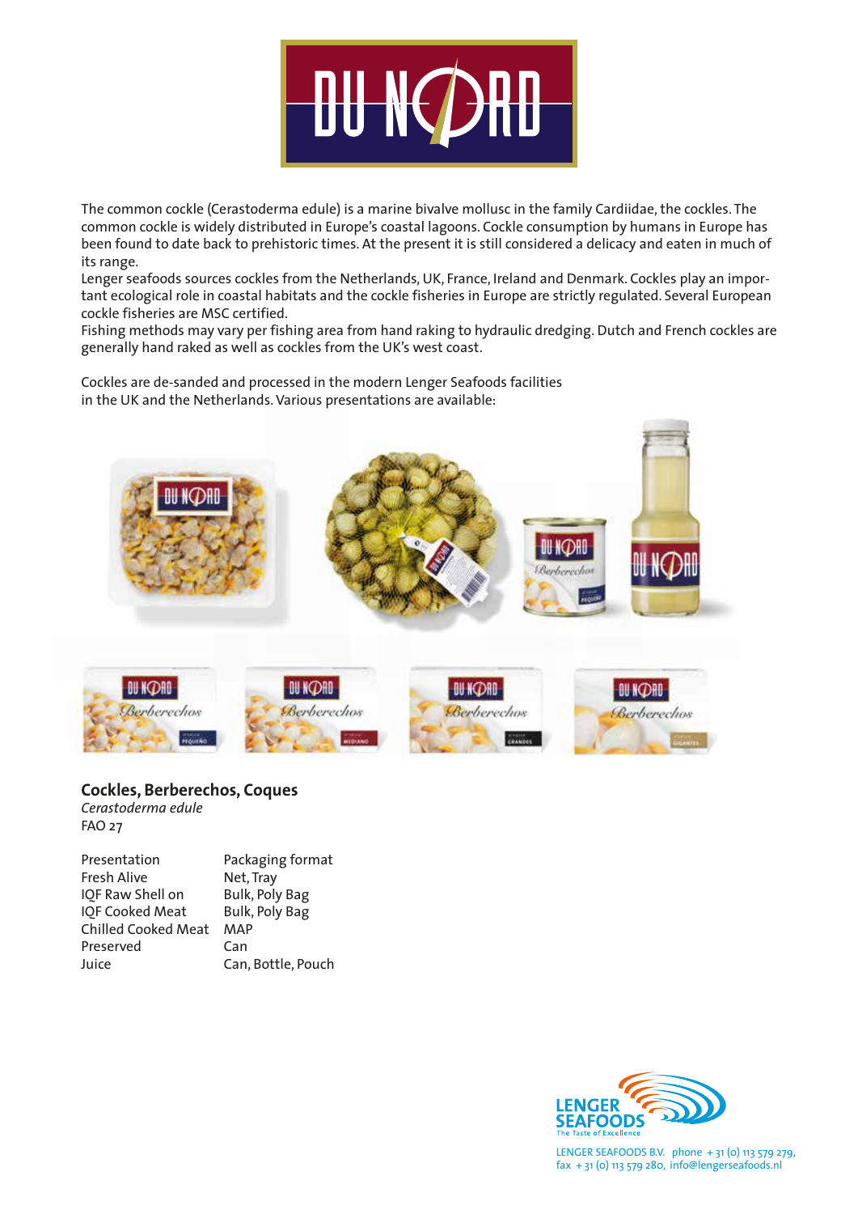The common cockle (Cerastoderma edule) is a marine bivalve mollusc in the family Cardiidae, the cockles. The common cockle is widely distributed in Europe's coastal lagoons. Cockle consumption by humans in Europe has been found to date back to prehistoric times. At the present it is still considered a delicacy and eaten in much of its range.
Lenger seafoods sources cockles from the Netherlands, UK, France, Ireland and Denmark. Cockles play an important ecological role in coastal habitats and the cockle fisheries in Europe are strictly regulated. Several European cockle fisheries are MSC certified.
Fishing methods may vary per fishing area from hand raking to hydraulic dredging. Dutch and French cockles are generally hand raked as well as cockles from the UK's west coast.

Cockles are de-sanded and processed in the modern Lenger Seafoods facilities in the UK and the Netherlands. Various presentations are available:

## Cockles, Berberechos, Coques

*Cerastoderma edule*
FAO 27

| Presentation | Packaging format |
|---|---|
| Fresh Alive | Net, Tray |
| IQF Raw Shell on | Bulk, Poly Bag |
| IQF Cooked Meat | Bulk, Poly Bag |
| Chilled Cooked Meat | MAP |
| Preserved | Can |
| Juice | Can, Bottle, Pouch |

LENGER SEAFOODS B.V. phone +31 (0) 113 579 279, fax +31 (0) 113 579 280, info@lengerseafoods.nl